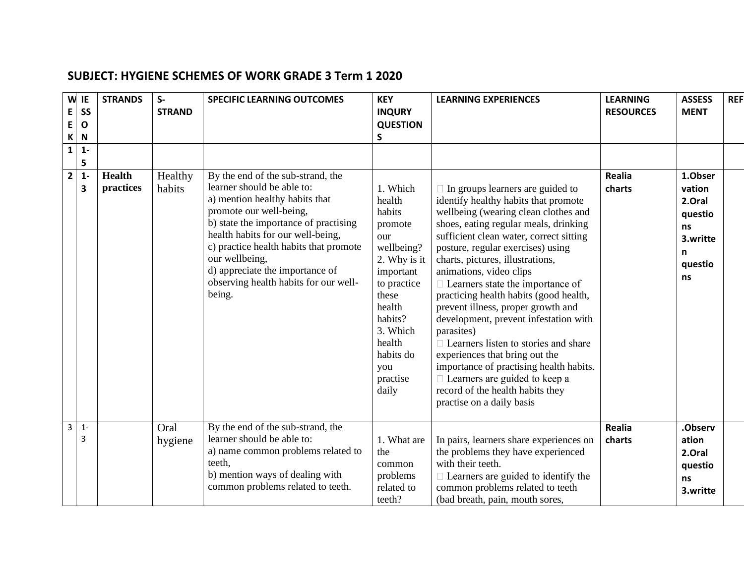## SUBJECT: HYGIENE SCHEMES OF WORK GRADE 3 Term 1 2020

| WEEK | LESSON | STRANDS | S-STRAND | SPECIFIC LEARNING OUTCOMES | KEY INQURY QUESTIONS | LEARNING EXPERIENCES | LEARNING RESOURCES | ASSESSMENT | REF |
|---|---|---|---|---|---|---|---|---|---|
| 1 | 1-5 | | | | | | | | |
| 2 | 1-3 | **Health practices** | Healthy habits | By the end of the sub-strand, the learner should be able to:<br>a) mention healthy habits that promote our well-being,<br>b) state the importance of practising health habits for our well-being,<br>c) practice health habits that promote our wellbeing,<br>d) appreciate the importance of observing health habits for our well-being. | 1. Which health habits promote our wellbeing?<br>2. Why is it important to practice these health habits?<br>3. Which health habits do you practise daily | In groups learners are guided to identify healthy habits that promote wellbeing (wearing clean clothes and shoes, eating regular meals, drinking sufficient clean water, correct sitting posture, regular exercises) using charts, pictures, illustrations, animations, video clips<br>Learners state the importance of practicing health habits (good health, prevent illness, proper growth and development, prevent infestation with parasites)<br>Learners listen to stories and share experiences that bring out the importance of practising health habits.<br>Learners are guided to keep a record of the health habits they practise on a daily basis | **Realia charts** | **1.Observation 2.Oral questions 3.written questions** | |
| 3 | 1-3 | | Oral hygiene | By the end of the sub-strand, the learner should be able to:<br>a) name common problems related to teeth,<br>b) mention ways of dealing with common problems related to teeth. | 1. What are the common problems related to teeth? | In pairs, learners share experiences on the problems they have experienced with their teeth.<br>Learners are guided to identify the common problems related to teeth (bad breath, pain, mouth sores, | **Realia charts** | **.Observation 2.Oral questions 3.writte** | |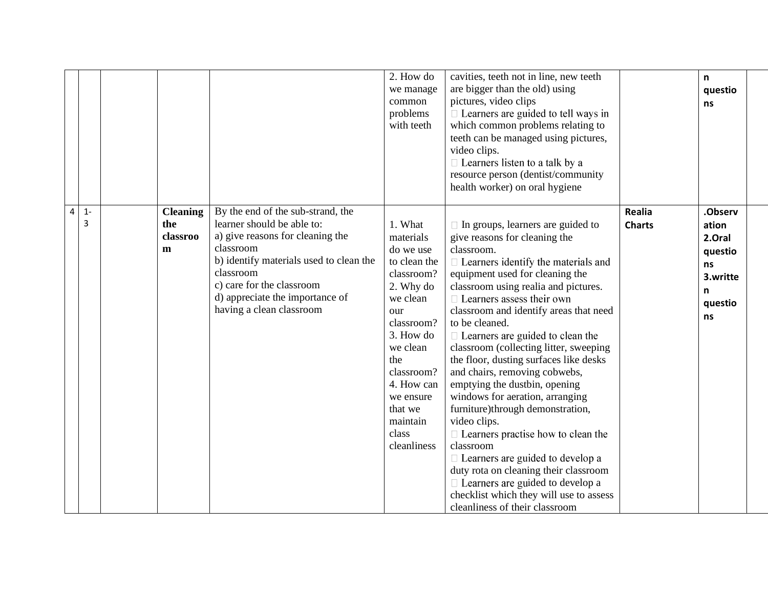| | | | | | 2. How do we manage common problems with teeth | cavities, teeth not in line, new teeth are bigger than the old) using pictures, video clips<br> Learners are guided to tell ways in which common problems relating to teeth can be managed using pictures, video clips.<br> Learners listen to a talk by a resource person (dentist/community health worker) on oral hygiene | | **n questions** | |
|---|---|---|---|---|---|---|---|---|---|
| 4 | 1-3 | | **Cleaning the classroom** | By the end of the sub-strand, the learner should be able to:<br>a) give reasons for cleaning the classroom<br>b) identify materials used to clean the classroom<br>c) care for the classroom<br>d) appreciate the importance of having a clean classroom | 1. What materials do we use to clean the classroom?<br>2. Why do we clean our classroom?<br>3. How do we clean the classroom?<br>4. How can we ensure that we maintain class cleanliness | In groups, learners are guided to give reasons for cleaning the classroom.<br> Learners identify the materials and equipment used for cleaning the classroom using realia and pictures.<br> Learners assess their own classroom and identify areas that need to be cleaned.<br> Learners are guided to clean the classroom (collecting litter, sweeping the floor, dusting surfaces like desks and chairs, removing cobwebs, emptying the dustbin, opening windows for aeration, arranging furniture)through demonstration, video clips.<br> Learners practise how to clean the classroom<br> Learners are guided to develop a duty rota on cleaning their classroom<br> Learners are guided to develop a checklist which they will use to assess cleanliness of their classroom | **Realia Charts** | **.Observation 2.Oral questions 3.written questions** | |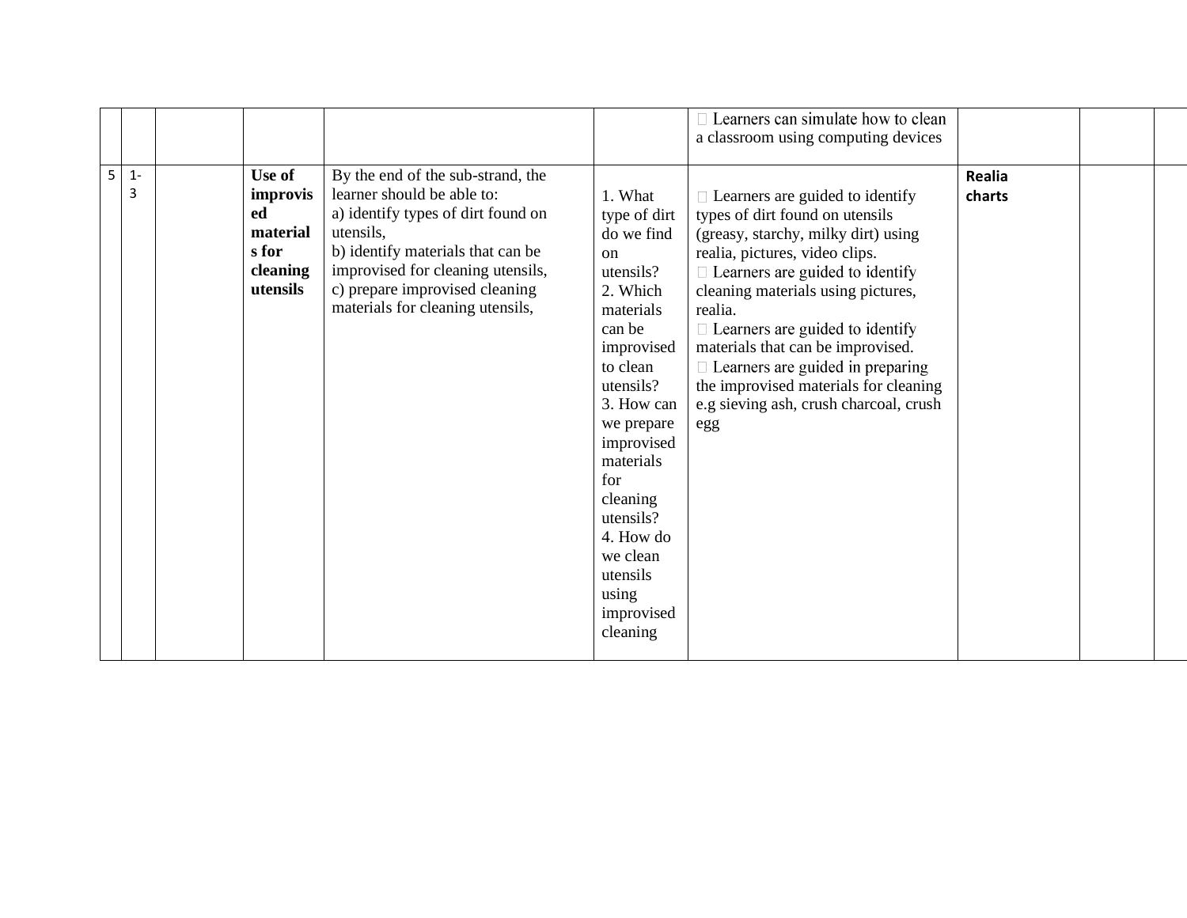| | | | | | | | | | |
|---|---|---|---|---|---|---|---|---|---|
| | | | | | | Learners can simulate how to clean a classroom using computing devices | | | |
| 5 | 1-3 | | **Use of improvised materials for cleaning utensils** | By the end of the sub-strand, the learner should be able to:<br>a) identify types of dirt found on utensils,<br>b) identify materials that can be improvised for cleaning utensils,<br>c) prepare improvised cleaning materials for cleaning utensils, | 1. What type of dirt do we find on utensils?<br>2. Which materials can be improvised to clean utensils?<br>3. How can we prepare improvised materials for cleaning utensils?<br>4. How do we clean utensils using improvised cleaning | Learners are guided to identify types of dirt found on utensils (greasy, starchy, milky dirt) using realia, pictures, video clips.<br>Learners are guided to identify cleaning materials using pictures, realia.<br>Learners are guided to identify materials that can be improvised.<br>Learners are guided in preparing the improvised materials for cleaning e.g sieving ash, crush charcoal, crush egg | **Realia charts** | | |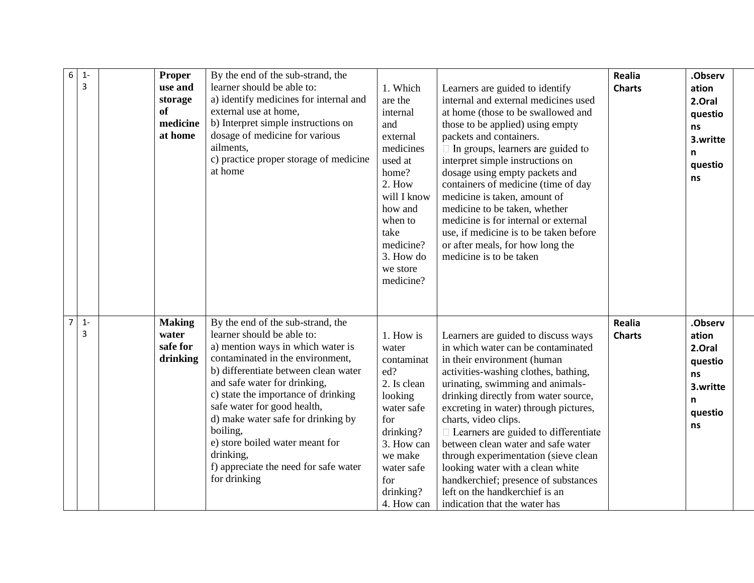| 6 | 1-3 | | **Proper use and storage of medicine at home** | By the end of the sub-strand, the learner should be able to:<br>a) identify medicines for internal and external use at home,<br>b) Interpret simple instructions on dosage of medicine for various ailments,<br>c) practice proper storage of medicine at home | 1. Which are the internal and external medicines used at home?<br>2. How will I know how and when to take medicine?<br>3. How do we store medicine? | Learners are guided to identify internal and external medicines used at home (those to be swallowed and those to be applied) using empty packets and containers.<br> In groups, learners are guided to interpret simple instructions on dosage using empty packets and containers of medicine (time of day medicine is taken, amount of medicine to be taken, whether medicine is for internal or external use, if medicine is to be taken before or after meals, for how long the medicine is to be taken | **Realia**<br>**Charts** | **.Observation**<br>**2.Oral questions**<br>**3.written questions** | |
|---|---|---|---|---|---|---|---|---|---|
| 7 | 1-3 | | **Making water safe for drinking** | By the end of the sub-strand, the learner should be able to:<br>a) mention ways in which water is contaminated in the environment,<br>b) differentiate between clean water and safe water for drinking,<br>c) state the importance of drinking safe water for good health,<br>d) make water safe for drinking by boiling,<br>e) store boiled water meant for drinking,<br>f) appreciate the need for safe water for drinking | 1. How is water contaminated?<br>2. Is clean looking water safe for drinking?<br>3. How can we make water safe for drinking?<br>4. How can | Learners are guided to discuss ways in which water can be contaminated in their environment (human activities-washing clothes, bathing, urinating, swimming and animals-drinking directly from water source, excreting in water) through pictures, charts, video clips.<br> Learners are guided to differentiate between clean water and safe water through experimentation (sieve clean looking water with a clean white handkerchief; presence of substances left on the handkerchief is an indication that the water has | **Realia**<br>**Charts** | **.Observation**<br>**2.Oral questions**<br>**3.written questions** | |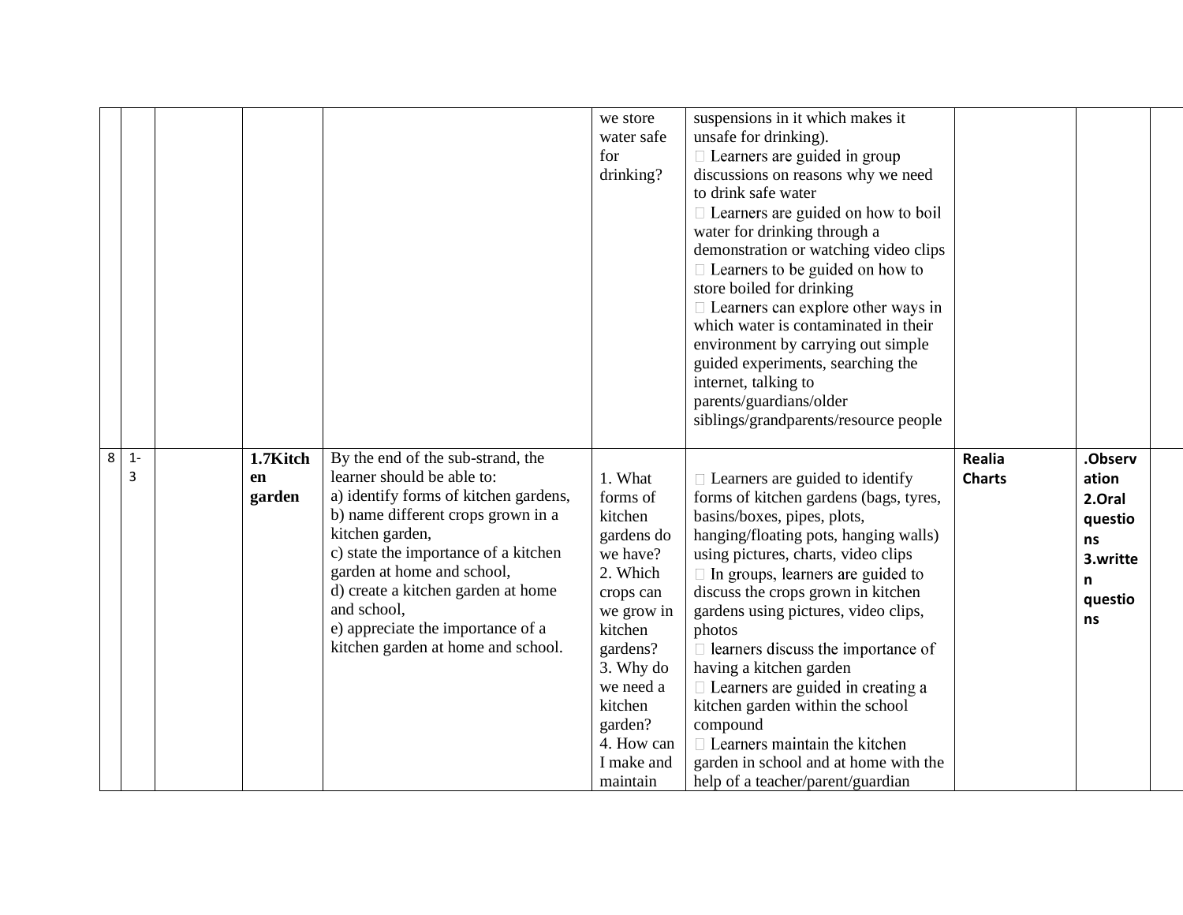| | | | | | we store water safe for drinking? | suspensions in it which makes it unsafe for drinking).<br> Learners are guided in group discussions on reasons why we need to drink safe water<br> Learners are guided on how to boil water for drinking through a demonstration or watching video clips<br> Learners to be guided on how to store boiled for drinking<br> Learners can explore other ways in which water is contaminated in their environment by carrying out simple guided experiments, searching the internet, talking to parents/guardians/older siblings/grandparents/resource people | | | |
|---|---|---|---|---|---|---|---|---|---|
| 8 | 1-3 | | **1.7Kitchen garden** | By the end of the sub-strand, the learner should be able to:<br>a) identify forms of kitchen gardens,<br>b) name different crops grown in a kitchen garden,<br>c) state the importance of a kitchen garden at home and school,<br>d) create a kitchen garden at home and school,<br>e) appreciate the importance of a kitchen garden at home and school. | 1. What forms of kitchen gardens do we have?<br>2. Which crops can we grow in kitchen gardens?<br>3. Why do we need a kitchen garden?<br>4. How can I make and maintain | Learners are guided to identify forms of kitchen gardens (bags, tyres, basins/boxes, pipes, plots, hanging/floating pots, hanging walls) using pictures, charts, video clips<br> In groups, learners are guided to discuss the crops grown in kitchen gardens using pictures, video clips, photos<br> learners discuss the importance of having a kitchen garden<br> Learners are guided in creating a kitchen garden within the school compound<br> Learners maintain the kitchen garden in school and at home with the help of a teacher/parent/guardian | **Realia Charts** | **.Observation 2.Oral questions 3.written questions** | |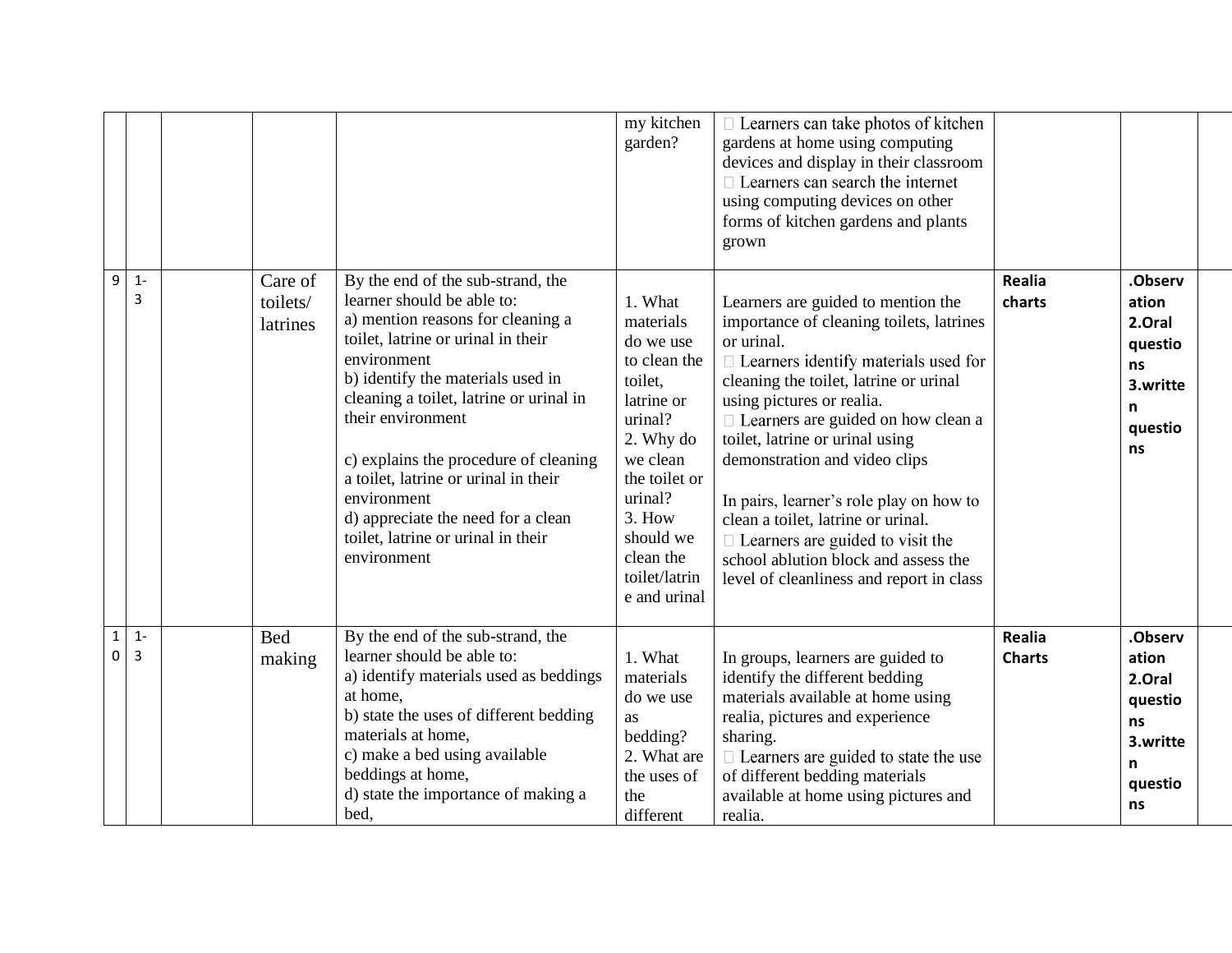|  |  |  |  |  |  |  |  |  |  |
|---|---|---|---|---|---|---|---|---|---|
|  |  |  |  |  | my kitchen garden? |  Learners can take photos of kitchen gardens at home using computing devices and display in their classroom<br> Learners can search the internet using computing devices on other forms of kitchen gardens and plants grown |  |  |  |
| 9 | 1-3 |  | Care of toilets/ latrines | By the end of the sub-strand, the learner should be able to:<br>a) mention reasons for cleaning a toilet, latrine or urinal in their environment<br>b) identify the materials used in cleaning a toilet, latrine or urinal in their environment<br><br>c) explains the procedure of cleaning a toilet, latrine or urinal in their environment<br>d) appreciate the need for a clean toilet, latrine or urinal in their environment | 1. What materials do we use to clean the toilet, latrine or urinal?<br>2. Why do we clean the toilet or urinal?<br>3. How should we clean the toilet/latrine and urinal | Learners are guided to mention the importance of cleaning toilets, latrines or urinal.<br> Learners identify materials used for cleaning the toilet, latrine or urinal using pictures or realia.<br> Learners are guided on how clean a toilet, latrine or urinal using demonstration and video clips<br><br>In pairs, learner's role play on how to clean a toilet, latrine or urinal.<br> Learners are guided to visit the school ablution block and assess the level of cleanliness and report in class | **Realia charts** | **.Observation 2.Oral questions 3.written questions** |  |
| 10 | 1-3 |  | Bed making | By the end of the sub-strand, the learner should be able to:<br>a) identify materials used as beddings at home,<br>b) state the uses of different bedding materials at home,<br>c) make a bed using available beddings at home,<br>d) state the importance of making a bed, | 1. What materials do we use as bedding?<br>2. What are the uses of the different | In groups, learners are guided to identify the different bedding materials available at home using realia, pictures and experience sharing.<br> Learners are guided to state the use of different bedding materials available at home using pictures and realia. | **Realia Charts** | **.Observation 2.Oral questions 3.written questions** |  |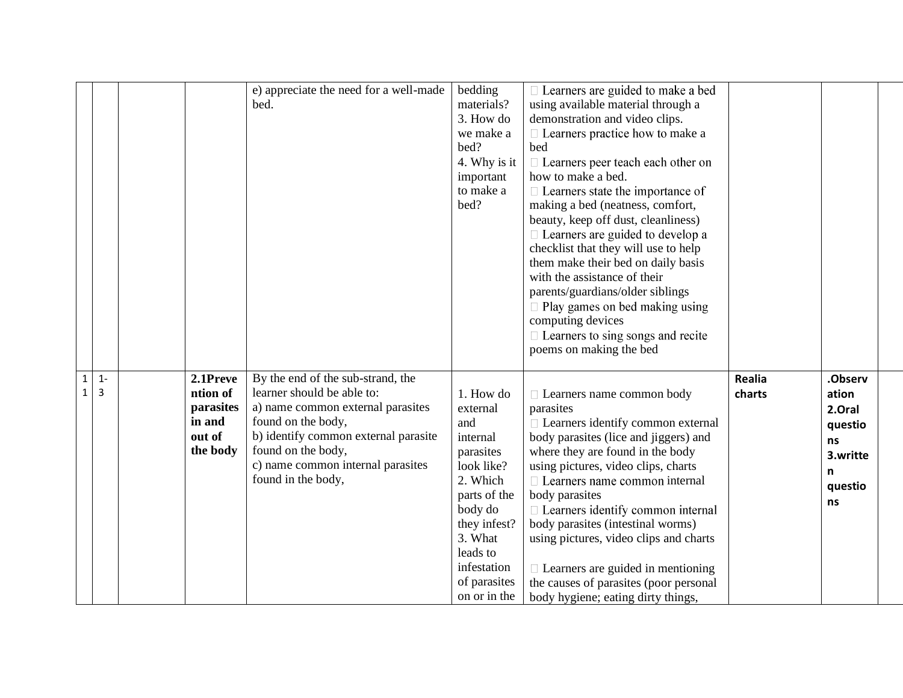|  |  |  |  | e) appreciate the need for a well-made bed. | bedding materials?<br>3. How do we make a bed?<br>4. Why is it important to make a bed? |  Learners are guided to make a bed using available material through a demonstration and video clips.<br> Learners practice how to make a bed<br> Learners peer teach each other on how to make a bed.<br> Learners state the importance of making a bed (neatness, comfort, beauty, keep off dust, cleanliness)<br> Learners are guided to develop a checklist that they will use to help them make their bed on daily basis with the assistance of their parents/guardians/older siblings<br> Play games on bed making using computing devices<br> Learners to sing songs and recite poems on making the bed |  |  |  |
|---|---|---|---|---|---|---|---|---|---|
| 11 | 1-3 |  | **2.1Prevention of parasites in and out of the body** | By the end of the sub-strand, the learner should be able to:<br>a) name common external parasites found on the body,<br>b) identify common external parasite found on the body,<br>c) name common internal parasites found in the body, | 1. How do external and internal parasites look like?<br>2. Which parts of the body do they infest?<br>3. What leads to infestation of parasites on or in the |  Learners name common body parasites<br> Learners identify common external body parasites (lice and jiggers) and where they are found in the body using pictures, video clips, charts<br> Learners name common internal body parasites<br> Learners identify common internal body parasites (intestinal worms) using pictures, video clips and charts<br><br> Learners are guided in mentioning the causes of parasites (poor personal body hygiene; eating dirty things, | **Realia charts** | **.Observation 2.Oral questions 3.written questions** |  |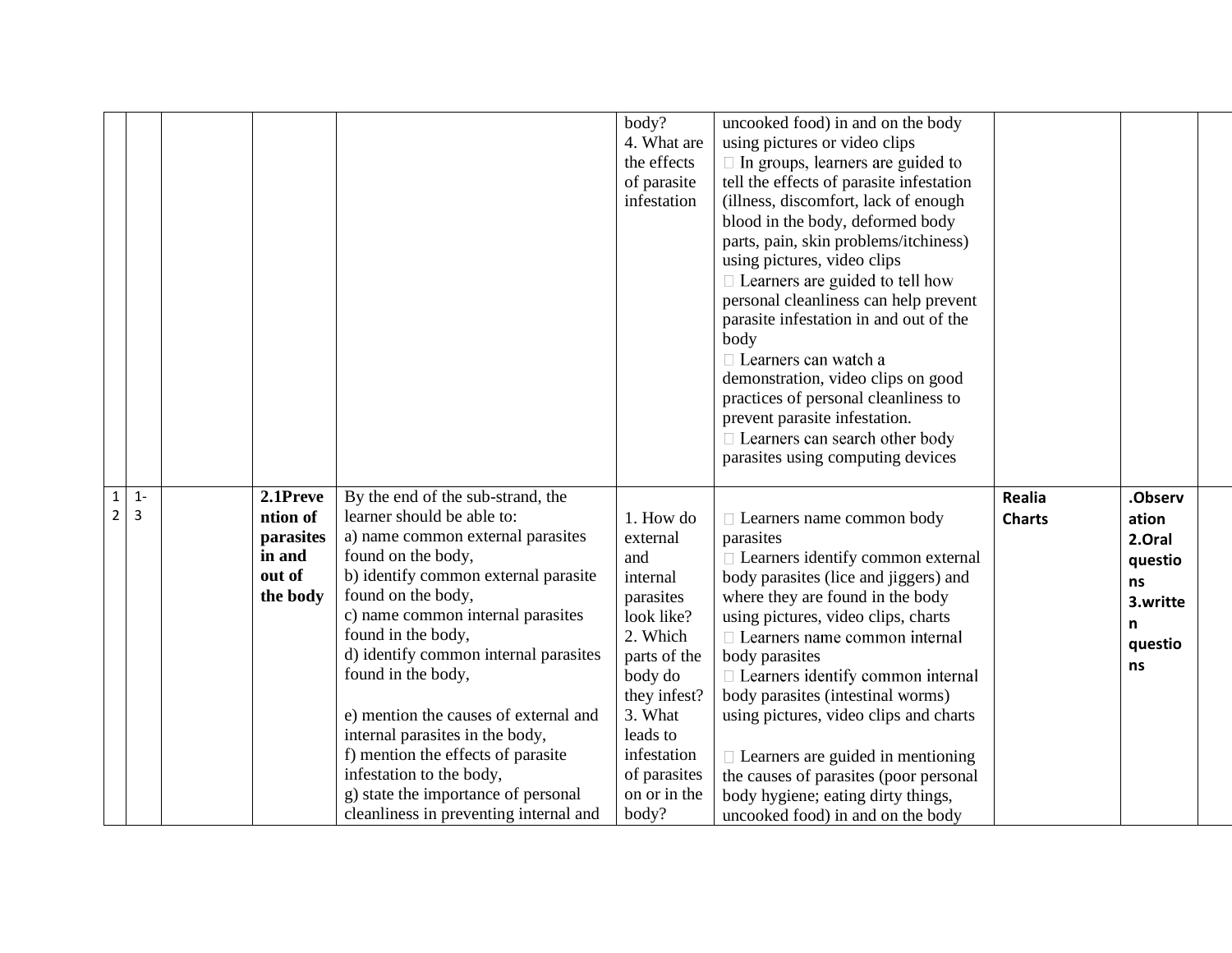| | | | | | | | | | |
|---|---|---|---|---|---|---|---|---|---|
| | | | | | body?<br>4. What are the effects of parasite infestation | uncooked food) in and on the body using pictures or video clips<br> In groups, learners are guided to tell the effects of parasite infestation (illness, discomfort, lack of enough blood in the body, deformed body parts, pain, skin problems/itchiness) using pictures, video clips<br> Learners are guided to tell how personal cleanliness can help prevent parasite infestation in and out of the body<br> Learners can watch a demonstration, video clips on good practices of personal cleanliness to prevent parasite infestation.<br> Learners can search other body parasites using computing devices | | | |
| 12 | 1-3 | | **2.1Prevention of parasites in and out of the body** | By the end of the sub-strand, the learner should be able to:<br>a) name common external parasites found on the body,<br>b) identify common external parasite found on the body,<br>c) name common internal parasites found in the body,<br>d) identify common internal parasites found in the body,<br><br>e) mention the causes of external and internal parasites in the body,<br>f) mention the effects of parasite infestation to the body,<br>g) state the importance of personal cleanliness in preventing internal and | 1. How do external and internal parasites look like?<br>2. Which parts of the body do they infest?<br>3. What leads to infestation of parasites on or in the body? | Learners name common body parasites<br> Learners identify common external body parasites (lice and jiggers) and where they are found in the body using pictures, video clips, charts<br> Learners name common internal body parasites<br> Learners identify common internal body parasites (intestinal worms) using pictures, video clips and charts<br><br> Learners are guided in mentioning the causes of parasites (poor personal body hygiene; eating dirty things, uncooked food) in and on the body | **Realia**<br>**Charts** | **.Observation**<br>**2.Oral questions**<br>**3.written questions** | |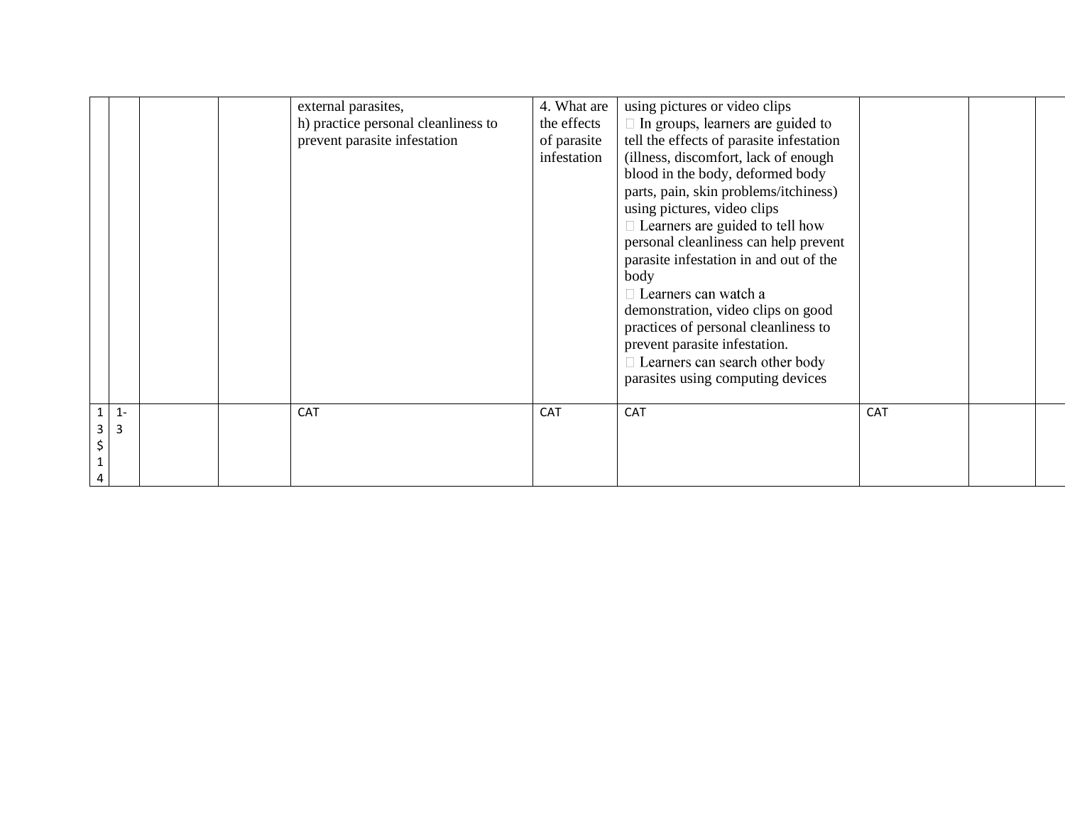| | | | | | | | | | |
|---|---|---|---|---|---|---|---|---|---|
| | | | | external parasites,<br>h) practice personal cleanliness to prevent parasite infestation | 4. What are the effects of parasite infestation | using pictures or video clips<br> In groups, learners are guided to tell the effects of parasite infestation (illness, discomfort, lack of enough blood in the body, deformed body parts, pain, skin problems/itchiness) using pictures, video clips<br> Learners are guided to tell how personal cleanliness can help prevent parasite infestation in and out of the body<br> Learners can watch a demonstration, video clips on good practices of personal cleanliness to prevent parasite infestation.<br> Learners can search other body parasites using computing devices | | | |
| 13$14 | 1-3 | | | CAT | CAT | CAT | CAT | | |